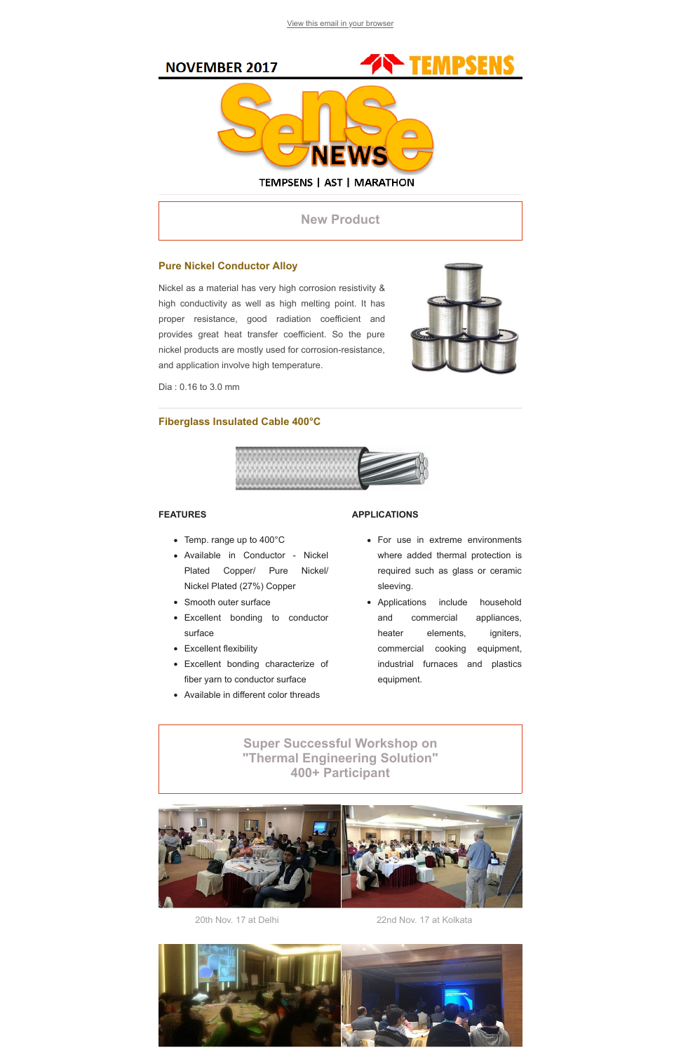View this email in your browser

NOVEMBER 2017

TEMPSENS

# SenSe NEWS

TEMPSENS | AST | MARATHON

## New Product

### Pure Nickel Conductor Alloy

Nickel as a material has very high corrosion resistivity & high conductivity as well as high melting point. It has proper resistance, good radiation coefficient and provides great heat transfer coefficient. So the pure nickel products are mostly used for corrosion-resistance, and application involve high temperature.

Dia : 0.16 to 3.0 mm

### Fiberglass Insulated Cable 400°C

**FEATURES**

- Temp. range up to 400°C
- Available in Conductor - Nickel Plated Copper/ Pure Nickel/ Nickel Plated (27%) Copper
- Smooth outer surface
- Excellent bonding to conductor surface
- Excellent flexibility
- Excellent bonding characterize of fiber yarn to conductor surface
- Available in different color threads

**APPLICATIONS**

- For use in extreme environments where added thermal protection is required such as glass or ceramic sleeving.
- Applications include household and commercial appliances, heater elements, igniters, commercial cooking equipment, industrial furnaces and plastics equipment.

## Super Successful Workshop on "Thermal Engineering Solution" 400+ Participant

20th Nov. 17 at Delhi

22nd Nov. 17 at Kolkata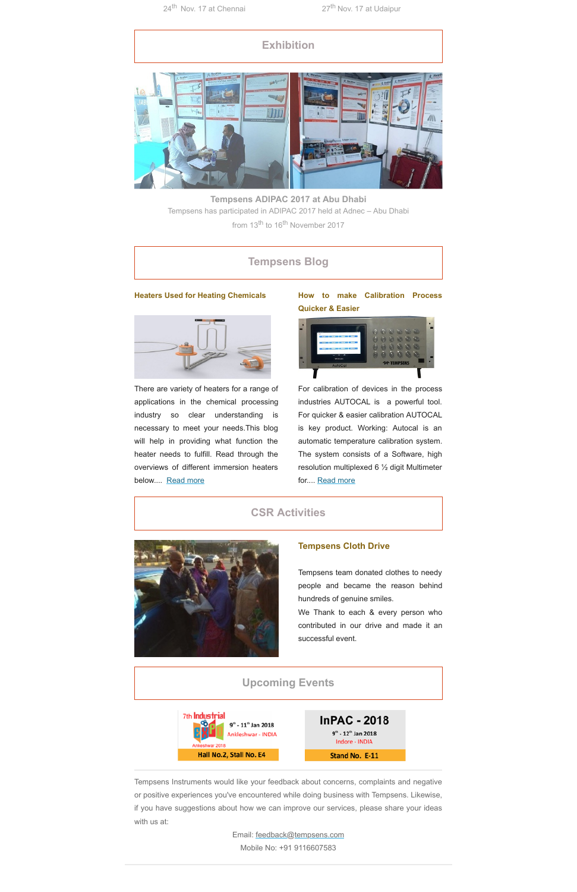24th Nov. 17 at Chennai

27th Nov. 17 at Udaipur

## Exhibition

**Tempsens ADIPAC 2017 at Abu Dhabi**

Tempsens has participated in ADIPAC 2017 held at Adnec – Abu Dhabi from 13th to 16th November 2017

## Tempsens Blog

**Heaters Used for Heating Chemicals**

There are variety of heaters for a range of applications in the chemical processing industry so clear understanding is necessary to meet your needs.This blog will help in providing what function the heater needs to fulfill. Read through the overviews of different immersion heaters below.... Read more

**How to make Calibration Process Quicker & Easier**

For calibration of devices in the process industries AUTOCAL is a powerful tool. For quicker & easier calibration AUTOCAL is key product. Working: Autocal is an automatic temperature calibration system. The system consists of a Software, high resolution multiplexed 6 ½ digit Multimeter for.... Read more

## CSR Activities

**Tempsens Cloth Drive**

Tempsens team donated clothes to needy people and became the reason behind hundreds of genuine smiles.

We Thank to each & every person who contributed in our drive and made it an successful event.

## Upcoming Events

7th Industrial EXPO – 9th - 11th Jan 2018, Ankleshwar - INDIA, Ankeshwar 2018 – Hall No.2, Stall No. E4

InPAC - 2018 – 9th - 12th Jan 2018, Indore - INDIA – Stand No. E-11

Tempsens Instruments would like your feedback about concerns, complaints and negative or positive experiences you've encountered while doing business with Tempsens. Likewise, if you have suggestions about how we can improve our services, please share your ideas with us at:

Email: feedback@tempsens.com

Mobile No: +91 9116607583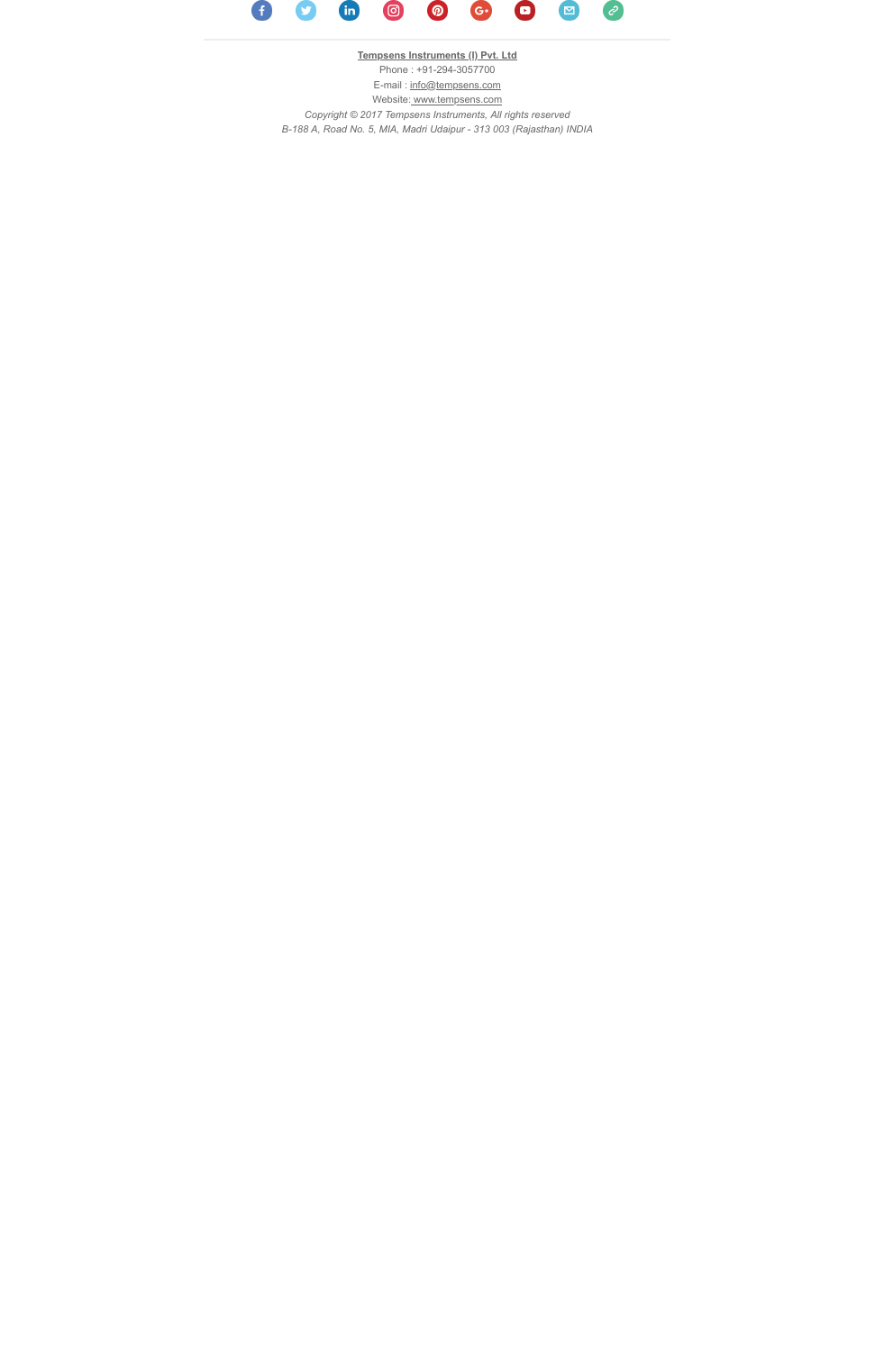**Tempsens Instruments (I) Pvt. Ltd**

Phone : +91-294-3057700

E-mail : info@tempsens.com

Website: www.tempsens.com

*Copyright © 2017 Tempsens Instruments, All rights reserved*

*B-188 A, Road No. 5, MIA, Madri Udaipur - 313 003 (Rajasthan) INDIA*